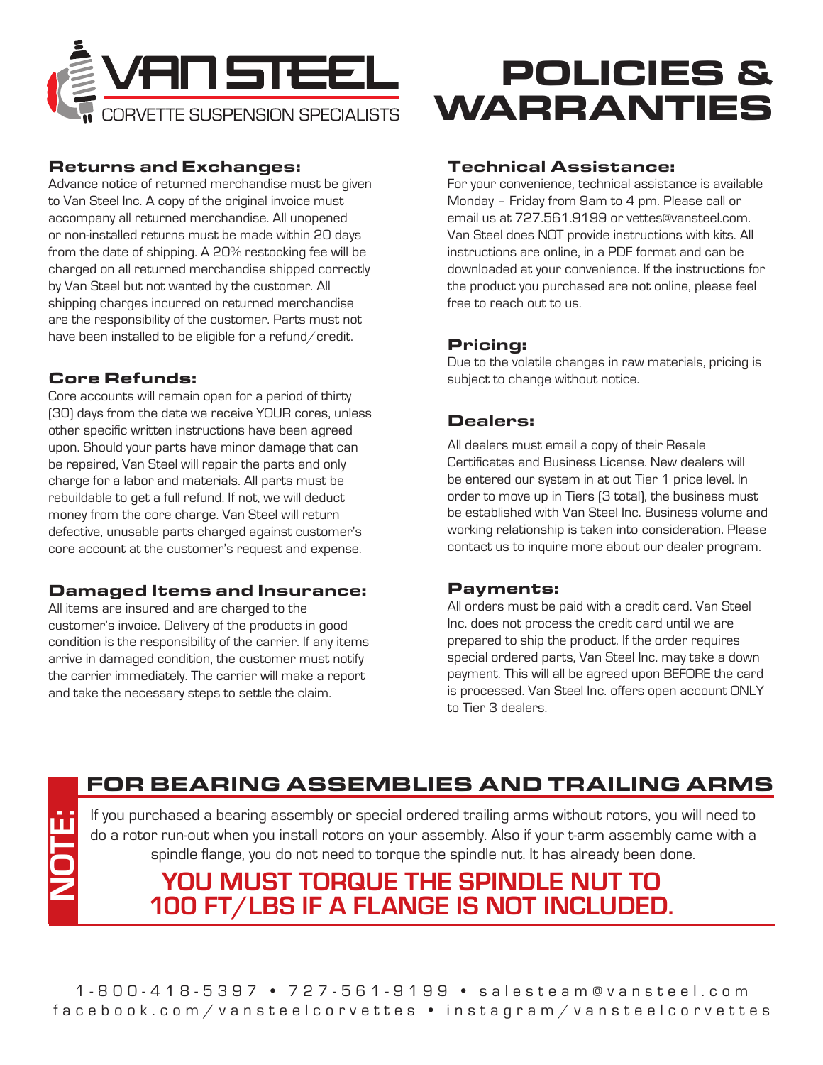# VAN STEEL

CORVETTE SUSPENSION SPECIALISTS

# POLICIES & WARRANTIES

## Returns and Exchanges:

Advance notice of returned merchandise must be given to Van Steel Inc. A copy of the original invoice must accompany all returned merchandise. All unopened or non-installed returns must be made within 20 days from the date of shipping. A 20% restocking fee will be charged on all returned merchandise shipped correctly by Van Steel but not wanted by the customer. All shipping charges incurred on returned merchandise are the responsibility of the customer. Parts must not have been installed to be eligible for a refund/credit.

## Core Refunds:

Core accounts will remain open for a period of thirty (30) days from the date we receive YOUR cores, unless other specific written instructions have been agreed upon. Should your parts have minor damage that can be repaired, Van Steel will repair the parts and only charge for a labor and materials. All parts must be rebuildable to get a full refund. If not, we will deduct money from the core charge. Van Steel will return defective, unusable parts charged against customer's core account at the customer's request and expense.

## Damaged Items and Insurance:

All items are insured and are charged to the customer's invoice. Delivery of the products in good condition is the responsibility of the carrier. If any items arrive in damaged condition, the customer must notify the carrier immediately. The carrier will make a report and take the necessary steps to settle the claim.

## Technical Assistance:

For your convenience, technical assistance is available Monday – Friday from 9am to 4 pm. Please call or email us at 727.561.9199 or vettes@vansteel.com. Van Steel does NOT provide instructions with kits. All instructions are online, in a PDF format and can be downloaded at your convenience. If the instructions for the product you purchased are not online, please feel free to reach out to us.

## Pricing:

Due to the volatile changes in raw materials, pricing is subject to change without notice.

## Dealers:

All dealers must email a copy of their Resale Certificates and Business License. New dealers will be entered our system in at out Tier 1 price level. In order to move up in Tiers (3 total), the business must be established with Van Steel Inc. Business volume and working relationship is taken into consideration. Please contact us to inquire more about our dealer program.

## Payments:

All orders must be paid with a credit card. Van Steel Inc. does not process the credit card until we are prepared to ship the product. If the order requires special ordered parts, Van Steel Inc. may take a down payment. This will all be agreed upon BEFORE the card is processed. Van Steel Inc. offers open account ONLY to Tier 3 dealers.

## NOTE: FOR BEARING ASSEMBLIES AND TRAILING ARMS

If you purchased a bearing assembly or special ordered trailing arms without rotors, you will need to do a rotor run-out when you install rotors on your assembly. Also if your t-arm assembly came with a spindle flange, you do not need to torque the spindle nut. It has already been done.

**YOU MUST TORQUE THE SPINDLE NUT TO 100 FT/LBS IF A FLANGE IS NOT INCLUDED.**

1-800-418-5397 • 727-561-9199 • salesteam@vansteel.com
facebook.com/vansteelcorvettes • instagram/vansteelcorvettes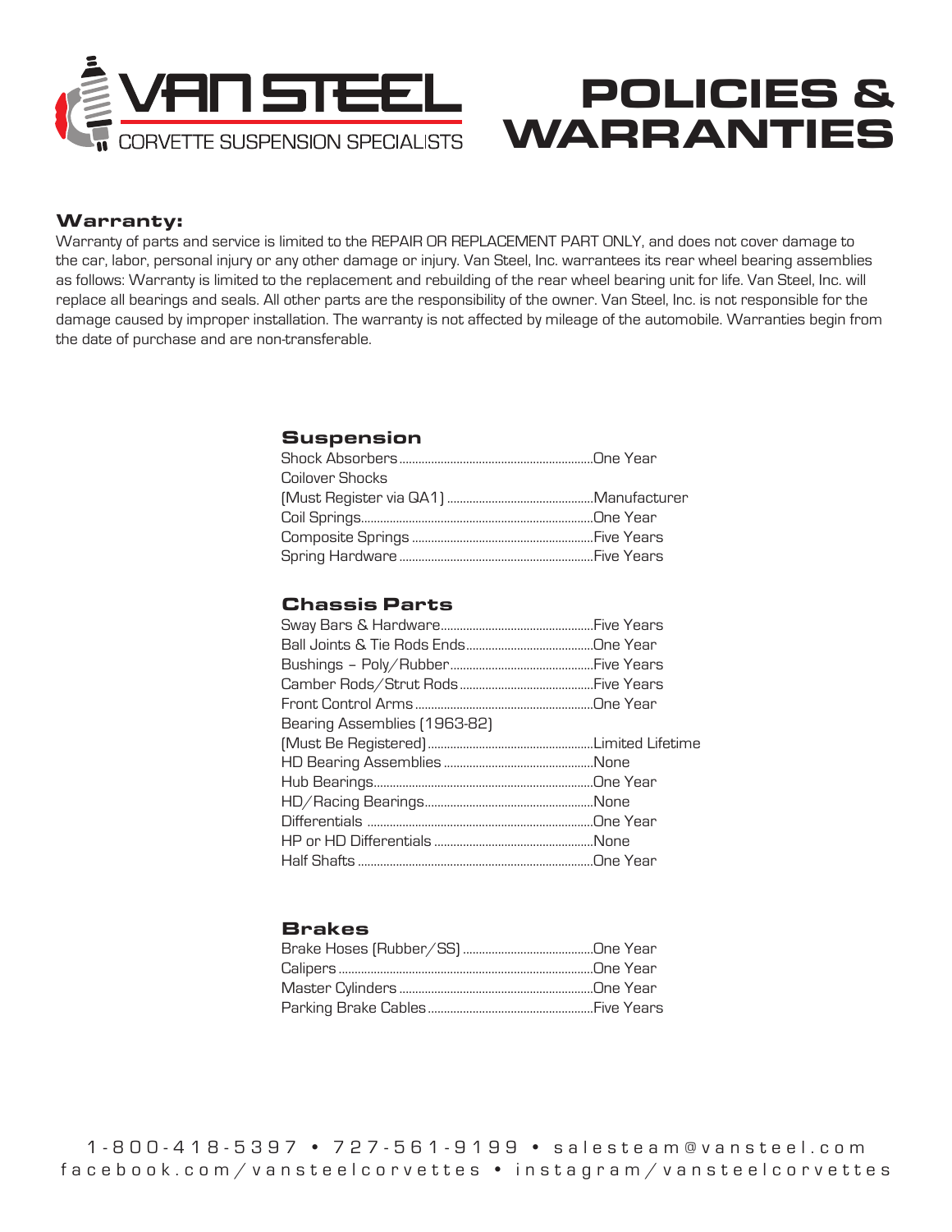# POLICIES & WARRANTIES

VAN STEEL
CORVETTE SUSPENSION SPECIALISTS

## Warranty:

Warranty of parts and service is limited to the REPAIR OR REPLACEMENT PART ONLY, and does not cover damage to the car, labor, personal injury or any other damage or injury. Van Steel, Inc. warrantees its rear wheel bearing assemblies as follows: Warranty is limited to the replacement and rebuilding of the rear wheel bearing unit for life. Van Steel, Inc. will replace all bearings and seals. All other parts are the responsibility of the owner. Van Steel, Inc. is not responsible for the damage caused by improper installation. The warranty is not affected by mileage of the automobile. Warranties begin from the date of purchase and are non-transferable.

### Suspension

| | |
|---|---|
| Shock Absorbers | One Year |
| Coilover Shocks (Must Register via QA1) | Manufacturer |
| Coil Springs | One Year |
| Composite Springs | Five Years |
| Spring Hardware | Five Years |

### Chassis Parts

| | |
|---|---|
| Sway Bars & Hardware | Five Years |
| Ball Joints & Tie Rods Ends | One Year |
| Bushings – Poly/Rubber | Five Years |
| Camber Rods/Strut Rods | Five Years |
| Front Control Arms | One Year |
| Bearing Assemblies (1963-82) (Must Be Registered) | Limited Lifetime |
| HD Bearing Assemblies | None |
| Hub Bearings | One Year |
| HD/Racing Bearings | None |
| Differentials | One Year |
| HP or HD Differentials | None |
| Half Shafts | One Year |

### Brakes

| | |
|---|---|
| Brake Hoses (Rubber/SS) | One Year |
| Calipers | One Year |
| Master Cylinders | One Year |
| Parking Brake Cables | Five Years |

1-800-418-5397 • 727-561-9199 • salesteam@vansteel.com
facebook.com/vansteelcorvettes • instagram/vansteelcorvettes